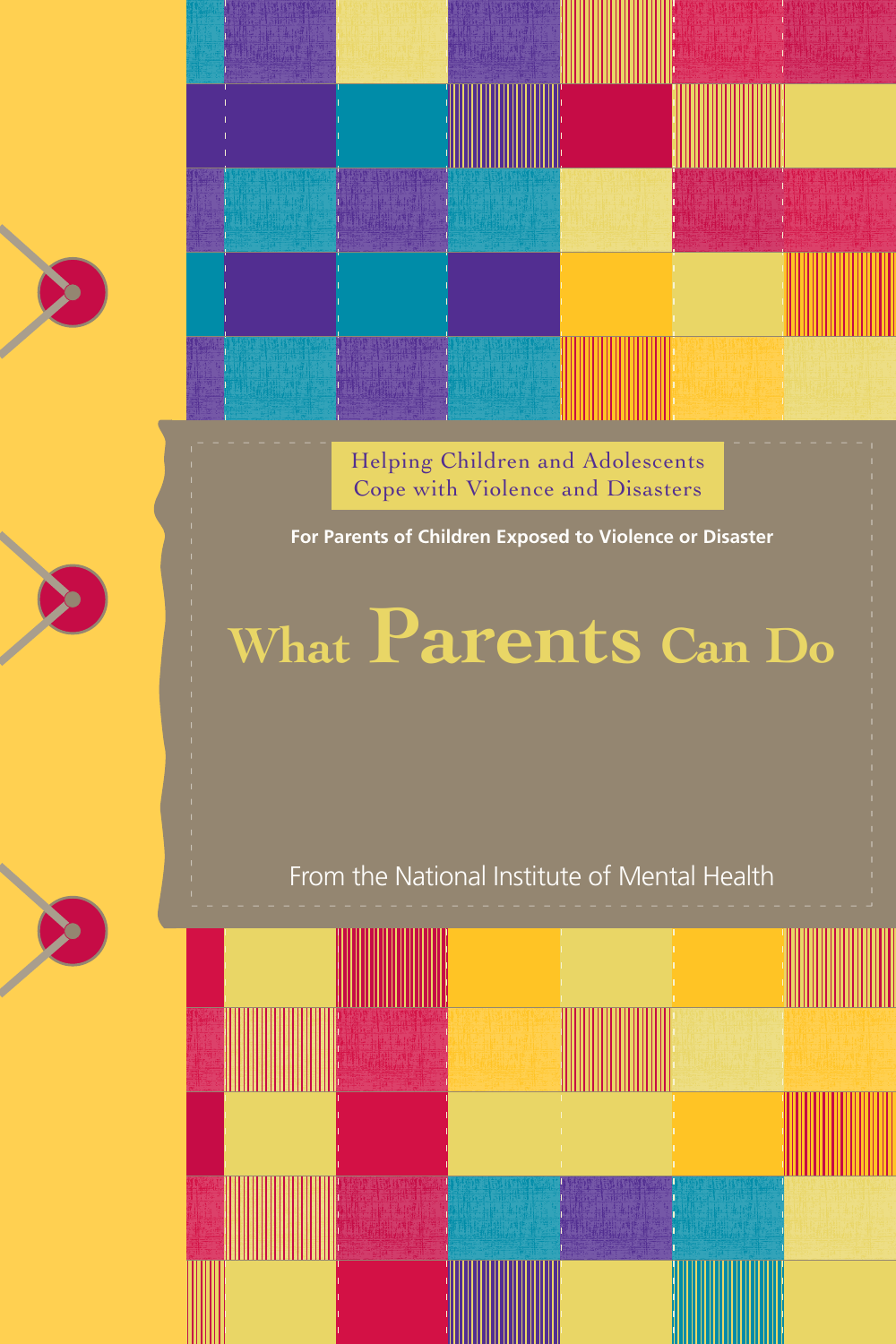Helping Children and Adolescents Cope with Violence and Disasters

**For Parents of Children Exposed to Violence or Disaster**

# What Parents Can Do

From the National Institute of Mental Health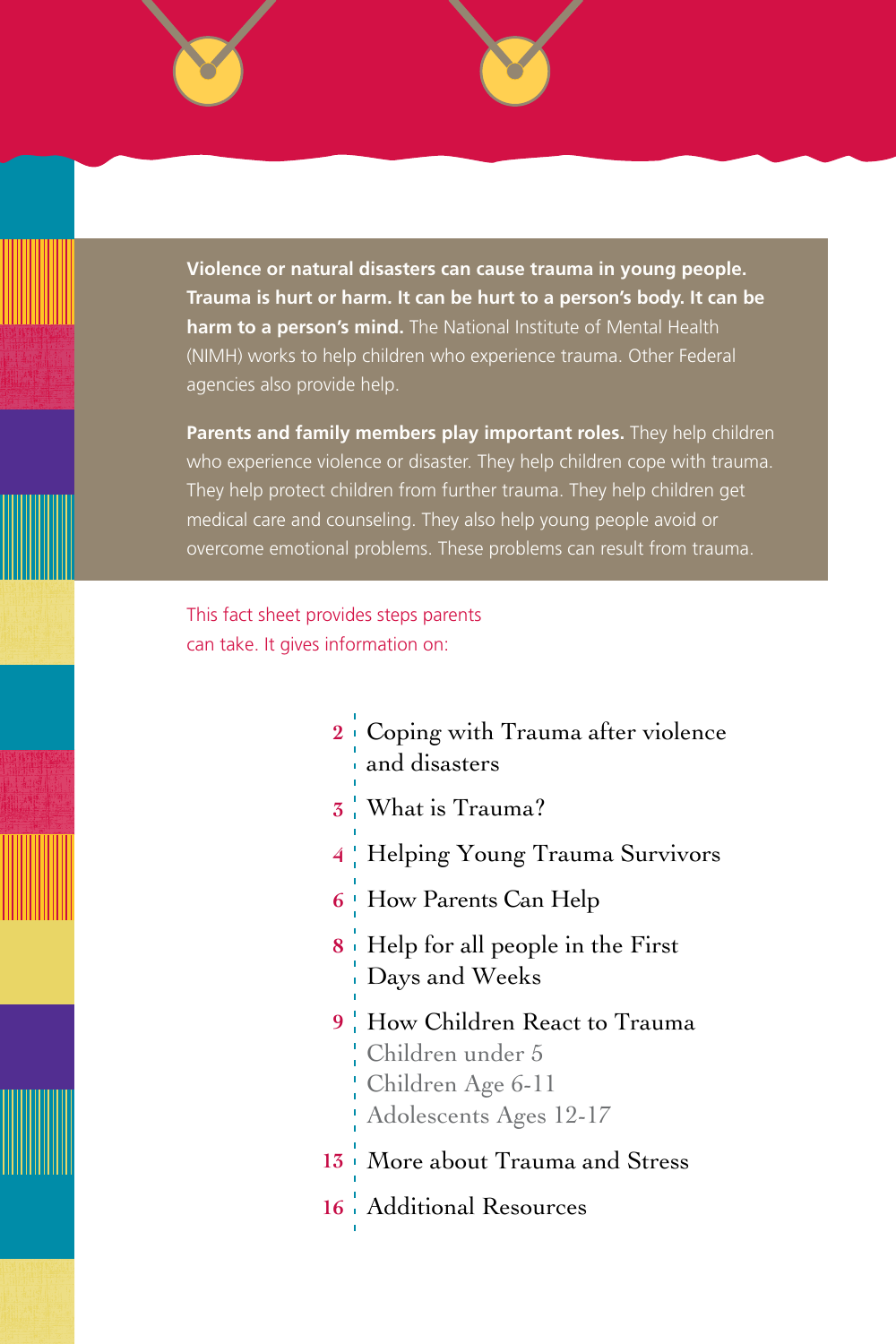**Violence or natural disasters can cause trauma in young people. Trauma is hurt or harm. It can be hurt to a person's body. It can be harm to a person's mind.** The National Institute of Mental Health (NIMH) works to help children who experience trauma. Other Federal agencies also provide help.

**Parents and family members play important roles.** They help children who experience violence or disaster. They help children cope with trauma. They help protect children from further trauma. They help children get medical care and counseling. They also help young people avoid or overcome emotional problems. These problems can result from trauma.

This fact sheet provides steps parents can take. It gives information on:

- 2 Coping with Trauma after violence and disasters
- 3 What is Trauma?
- 4 Helping Young Trauma Survivors
- 6 How Parents Can Help
- 8 Help for all people in the First Days and Weeks
- 9 How Children React to Trauma
  - Children under 5
  - Children Age 6-11
  - Adolescents Ages 12-17
- 13 More about Trauma and Stress
- 16 Additional Resources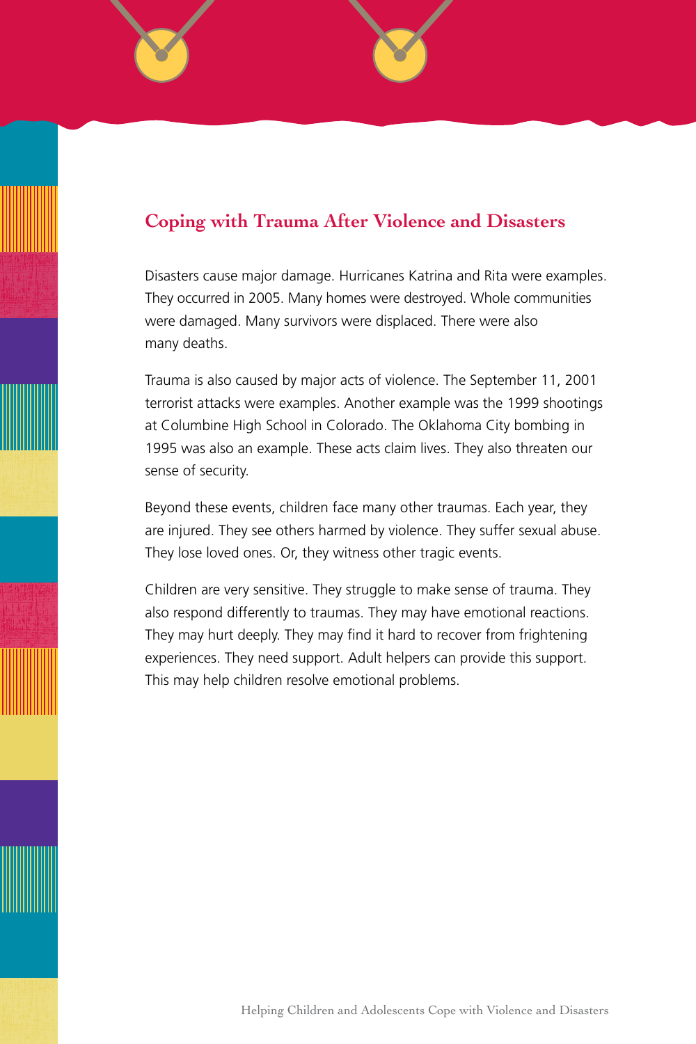## Coping with Trauma After Violence and Disasters

Disasters cause major damage. Hurricanes Katrina and Rita were examples. They occurred in 2005. Many homes were destroyed. Whole communities were damaged. Many survivors were displaced. There were also many deaths.

Trauma is also caused by major acts of violence. The September 11, 2001 terrorist attacks were examples. Another example was the 1999 shootings at Columbine High School in Colorado. The Oklahoma City bombing in 1995 was also an example. These acts claim lives. They also threaten our sense of security.

Beyond these events, children face many other traumas. Each year, they are injured. They see others harmed by violence. They suffer sexual abuse. They lose loved ones. Or, they witness other tragic events.

Children are very sensitive. They struggle to make sense of trauma. They also respond differently to traumas. They may have emotional reactions. They may hurt deeply. They may find it hard to recover from frightening experiences. They need support. Adult helpers can provide this support. This may help children resolve emotional problems.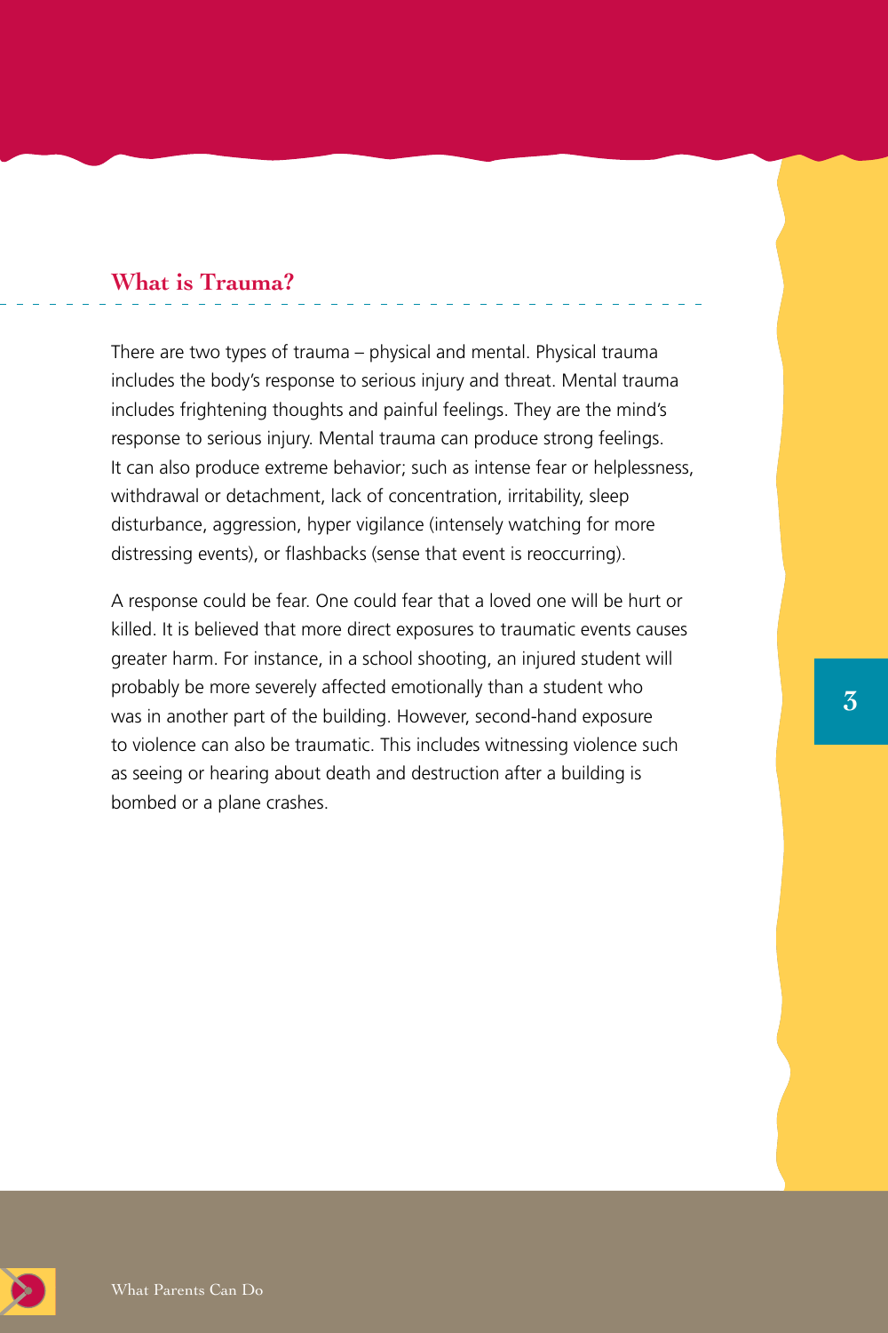## What is Trauma?

There are two types of trauma – physical and mental. Physical trauma includes the body's response to serious injury and threat. Mental trauma includes frightening thoughts and painful feelings. They are the mind's response to serious injury. Mental trauma can produce strong feelings. It can also produce extreme behavior; such as intense fear or helplessness, withdrawal or detachment, lack of concentration, irritability, sleep disturbance, aggression, hyper vigilance (intensely watching for more distressing events), or flashbacks (sense that event is reoccurring).

A response could be fear. One could fear that a loved one will be hurt or killed. It is believed that more direct exposures to traumatic events causes greater harm. For instance, in a school shooting, an injured student will probably be more severely affected emotionally than a student who was in another part of the building. However, second-hand exposure to violence can also be traumatic. This includes witnessing violence such as seeing or hearing about death and destruction after a building is bombed or a plane crashes.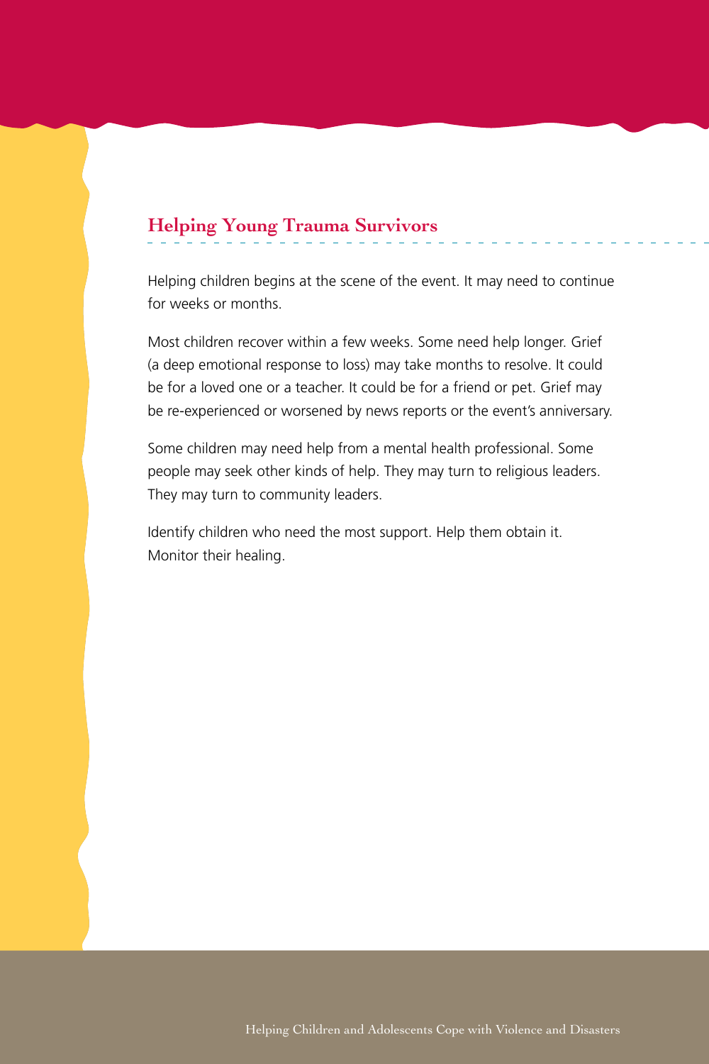## Helping Young Trauma Survivors

Helping children begins at the scene of the event. It may need to continue for weeks or months.

Most children recover within a few weeks. Some need help longer. Grief (a deep emotional response to loss) may take months to resolve. It could be for a loved one or a teacher. It could be for a friend or pet. Grief may be re-experienced or worsened by news reports or the event's anniversary.

Some children may need help from a mental health professional. Some people may seek other kinds of help. They may turn to religious leaders. They may turn to community leaders.

Identify children who need the most support. Help them obtain it. Monitor their healing.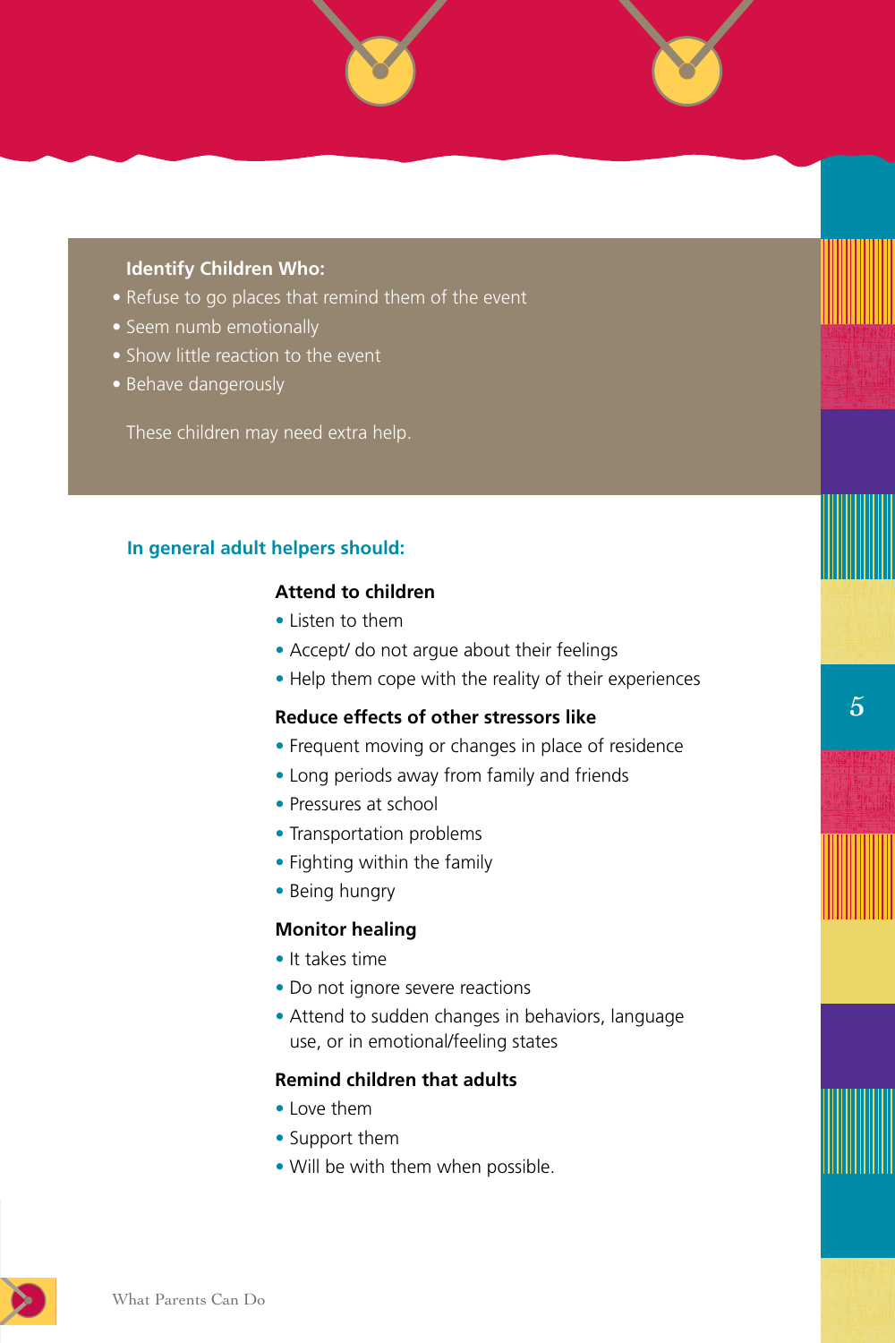**Identify Children Who:**

- Refuse to go places that remind them of the event
- Seem numb emotionally
- Show little reaction to the event
- Behave dangerously

These children may need extra help.

## In general adult helpers should:

### Attend to children

- Listen to them
- Accept/ do not argue about their feelings
- Help them cope with the reality of their experiences

### Reduce effects of other stressors like

- Frequent moving or changes in place of residence
- Long periods away from family and friends
- Pressures at school
- Transportation problems
- Fighting within the family
- Being hungry

### Monitor healing

- It takes time
- Do not ignore severe reactions
- Attend to sudden changes in behaviors, language use, or in emotional/feeling states

### Remind children that adults

- Love them
- Support them
- Will be with them when possible.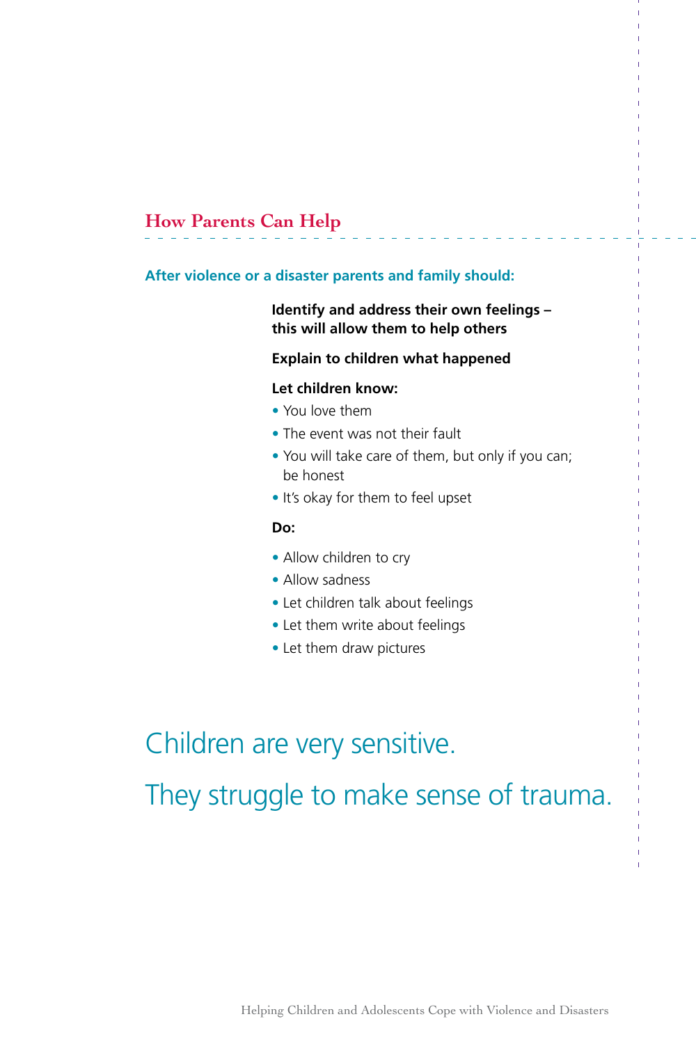## How Parents Can Help

**After violence or a disaster parents and family should:**

**Identify and address their own feelings – this will allow them to help others**

**Explain to children what happened**

**Let children know:**

- You love them
- The event was not their fault
- You will take care of them, but only if you can; be honest
- It's okay for them to feel upset

**Do:**

- Allow children to cry
- Allow sadness
- Let children talk about feelings
- Let them write about feelings
- Let them draw pictures

Children are very sensitive.

They struggle to make sense of trauma.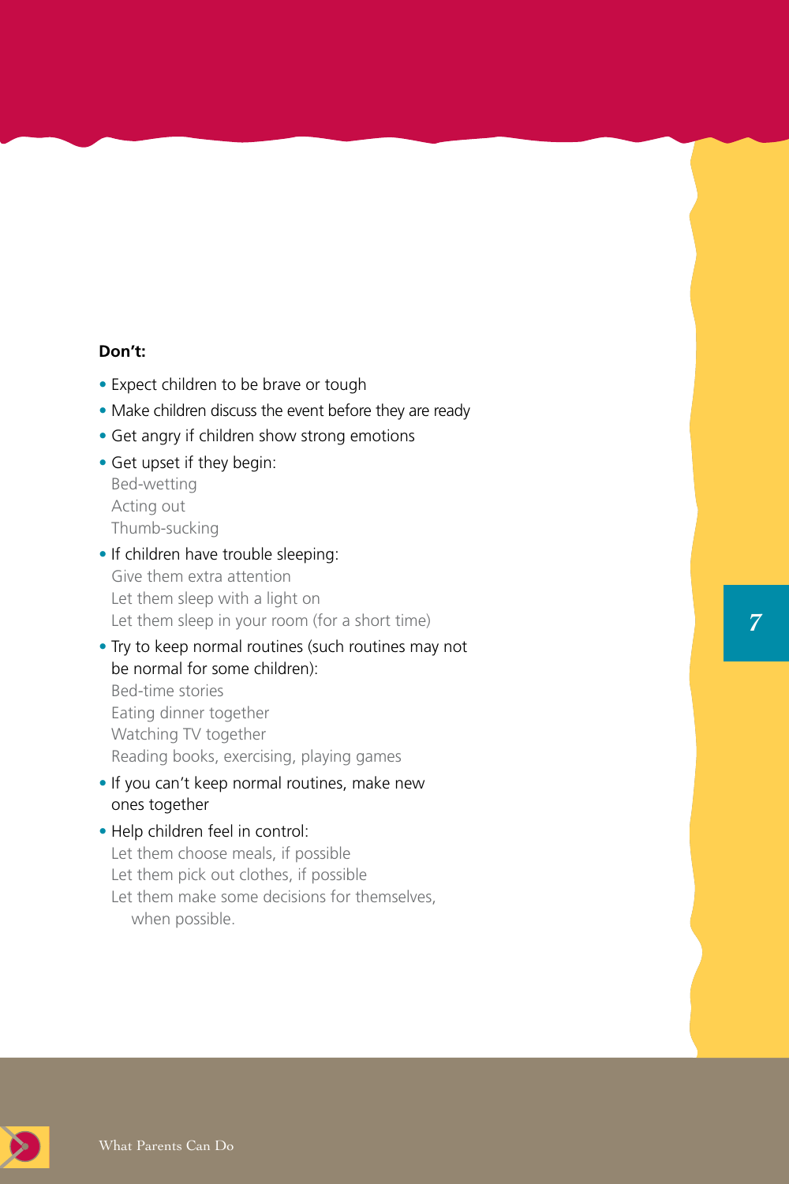**Don't:**

- Expect children to be brave or tough
- Make children discuss the event before they are ready
- Get angry if children show strong emotions
- Get upset if they begin:
  - Bed-wetting
  - Acting out
  - Thumb-sucking
- If children have trouble sleeping:
  - Give them extra attention
  - Let them sleep with a light on
  - Let them sleep in your room (for a short time)
- Try to keep normal routines (such routines may not be normal for some children):
  - Bed-time stories
  - Eating dinner together
  - Watching TV together
  - Reading books, exercising, playing games
- If you can't keep normal routines, make new ones together
- Help children feel in control:
  - Let them choose meals, if possible
  - Let them pick out clothes, if possible
  - Let them make some decisions for themselves, when possible.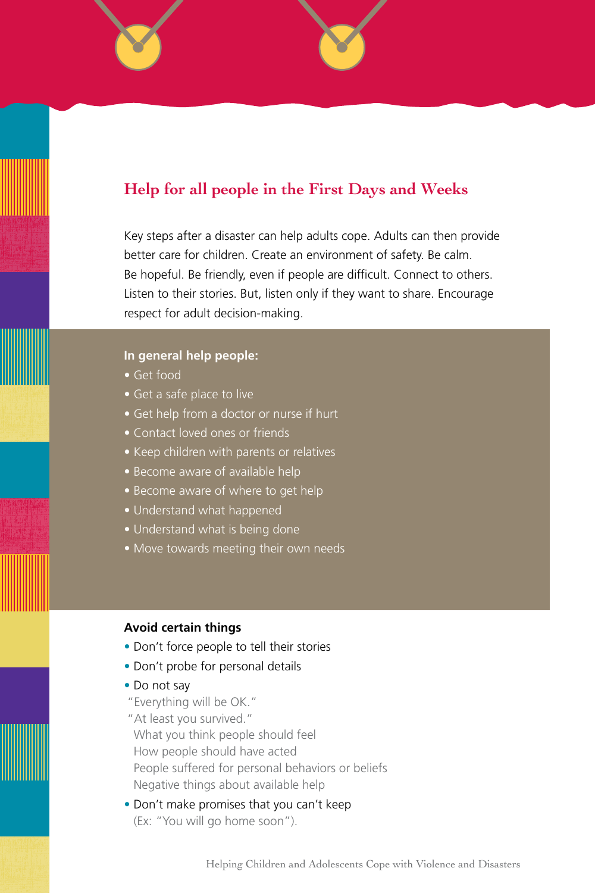## Help for all people in the First Days and Weeks

Key steps after a disaster can help adults cope. Adults can then provide better care for children. Create an environment of safety. Be calm. Be hopeful. Be friendly, even if people are difficult. Connect to others. Listen to their stories. But, listen only if they want to share. Encourage respect for adult decision-making.

**In general help people:**

- Get food
- Get a safe place to live
- Get help from a doctor or nurse if hurt
- Contact loved ones or friends
- Keep children with parents or relatives
- Become aware of available help
- Become aware of where to get help
- Understand what happened
- Understand what is being done
- Move towards meeting their own needs

**Avoid certain things**

- Don't force people to tell their stories
- Don't probe for personal details
- Do not say
  "Everything will be OK."
  "At least you survived."
  What you think people should feel
  How people should have acted
  People suffered for personal behaviors or beliefs
  Negative things about available help
- Don't make promises that you can't keep
  (Ex: "You will go home soon").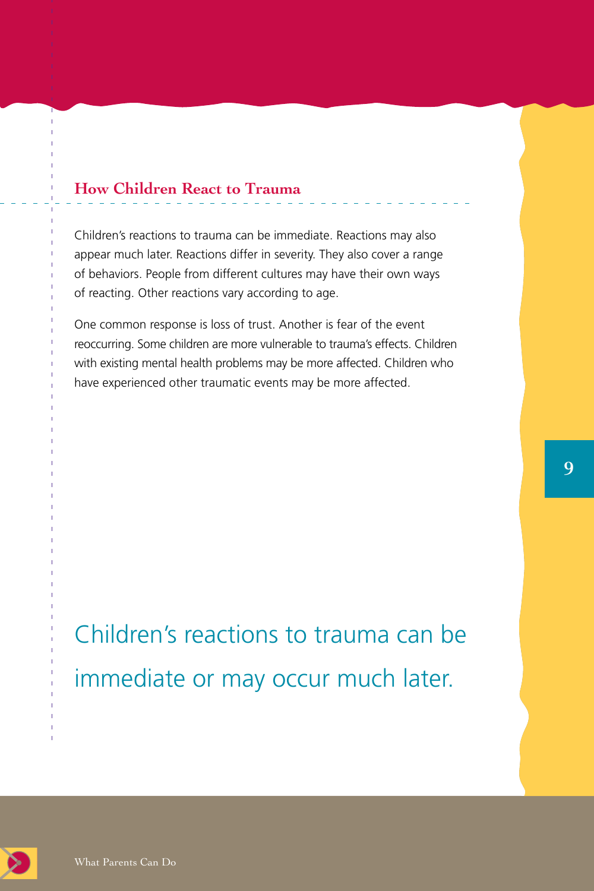## How Children React to Trauma

Children's reactions to trauma can be immediate. Reactions may also appear much later. Reactions differ in severity. They also cover a range of behaviors. People from different cultures may have their own ways of reacting. Other reactions vary according to age.

One common response is loss of trust. Another is fear of the event reoccurring. Some children are more vulnerable to trauma's effects. Children with existing mental health problems may be more affected. Children who have experienced other traumatic events may be more affected.

Children's reactions to trauma can be immediate or may occur much later.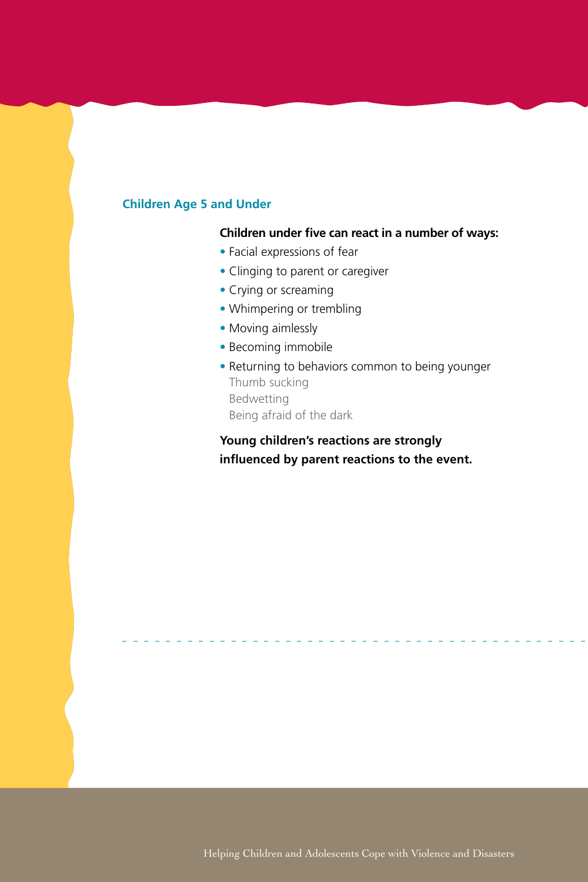## Children Age 5 and Under

**Children under five can react in a number of ways:**

- Facial expressions of fear
- Clinging to parent or caregiver
- Crying or screaming
- Whimpering or trembling
- Moving aimlessly
- Becoming immobile
- Returning to behaviors common to being younger
  - Thumb sucking
  - Bedwetting
  - Being afraid of the dark

**Young children's reactions are strongly influenced by parent reactions to the event.**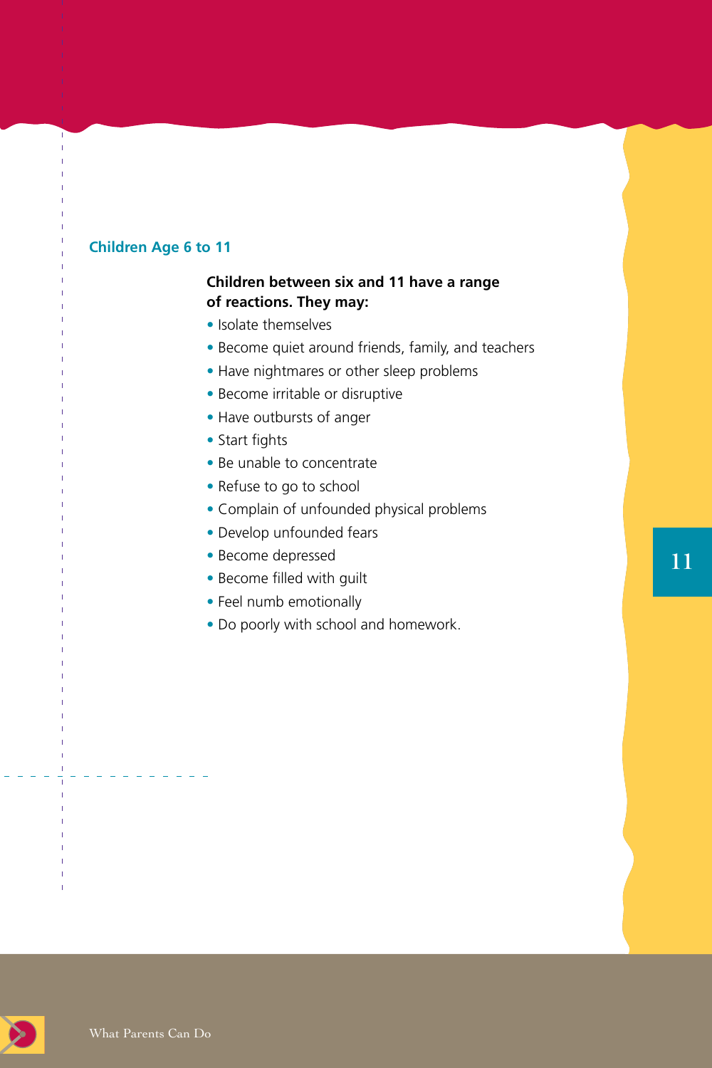## Children Age 6 to 11

**Children between six and 11 have a range of reactions. They may:**

- Isolate themselves
- Become quiet around friends, family, and teachers
- Have nightmares or other sleep problems
- Become irritable or disruptive
- Have outbursts of anger
- Start fights
- Be unable to concentrate
- Refuse to go to school
- Complain of unfounded physical problems
- Develop unfounded fears
- Become depressed
- Become filled with guilt
- Feel numb emotionally
- Do poorly with school and homework.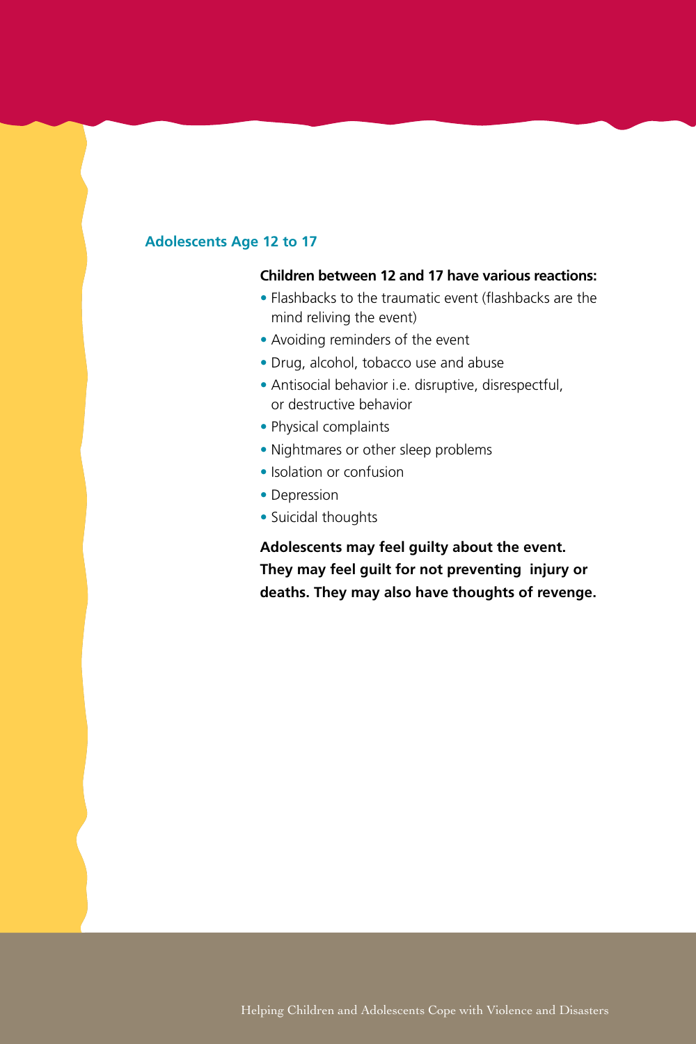## Adolescents Age 12 to 17

**Children between 12 and 17 have various reactions:**

- Flashbacks to the traumatic event (flashbacks are the mind reliving the event)
- Avoiding reminders of the event
- Drug, alcohol, tobacco use and abuse
- Antisocial behavior i.e. disruptive, disrespectful, or destructive behavior
- Physical complaints
- Nightmares or other sleep problems
- Isolation or confusion
- Depression
- Suicidal thoughts

**Adolescents may feel guilty about the event. They may feel guilt for not preventing injury or deaths. They may also have thoughts of revenge.**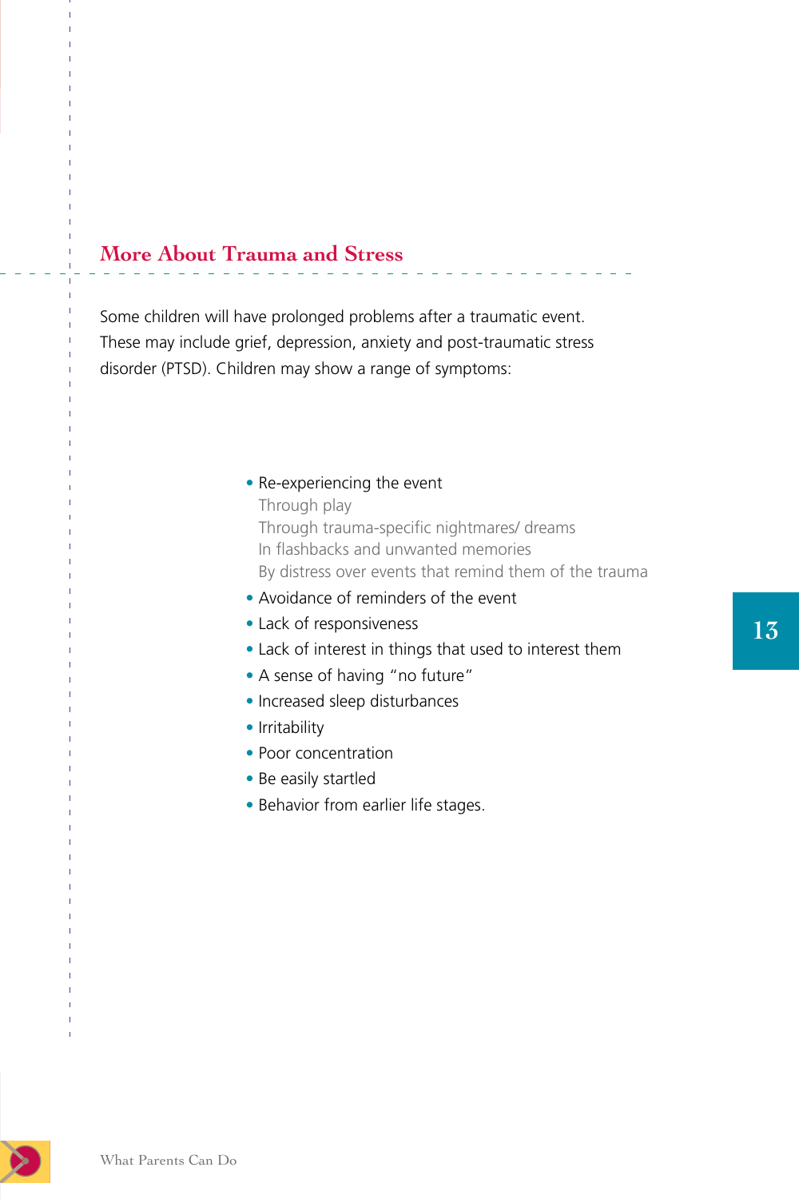## More About Trauma and Stress

Some children will have prolonged problems after a traumatic event. These may include grief, depression, anxiety and post-traumatic stress disorder (PTSD). Children may show a range of symptoms:

- Re-experiencing the event
  - Through play
  - Through trauma-specific nightmares/ dreams
  - In flashbacks and unwanted memories
  - By distress over events that remind them of the trauma
- Avoidance of reminders of the event
- Lack of responsiveness
- Lack of interest in things that used to interest them
- A sense of having "no future"
- Increased sleep disturbances
- Irritability
- Poor concentration
- Be easily startled
- Behavior from earlier life stages.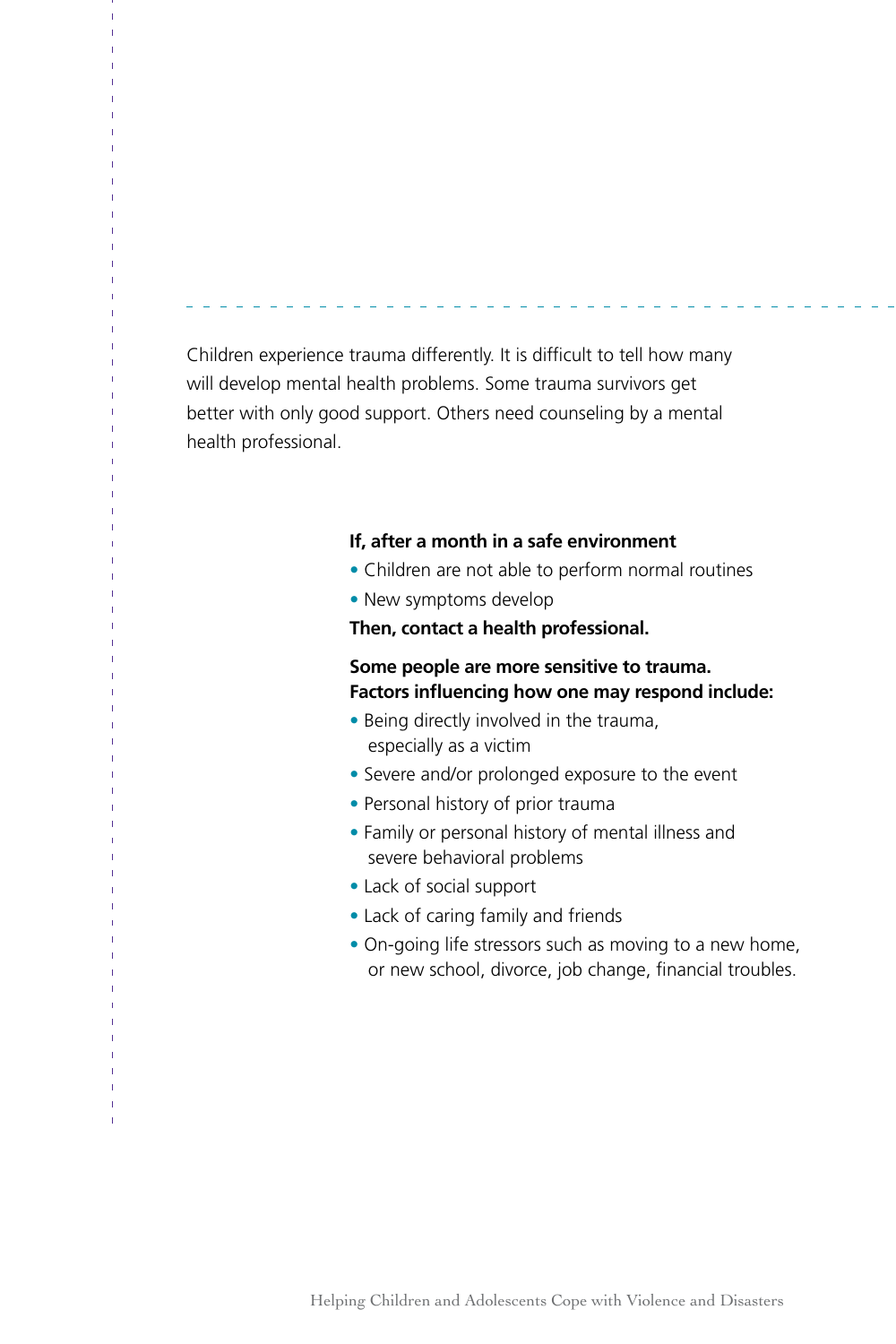Children experience trauma differently. It is difficult to tell how many will develop mental health problems. Some trauma survivors get better with only good support. Others need counseling by a mental health professional.

**If, after a month in a safe environment**

- Children are not able to perform normal routines
- New symptoms develop

**Then, contact a health professional.**

**Some people are more sensitive to trauma. Factors influencing how one may respond include:**

- Being directly involved in the trauma, especially as a victim
- Severe and/or prolonged exposure to the event
- Personal history of prior trauma
- Family or personal history of mental illness and severe behavioral problems
- Lack of social support
- Lack of caring family and friends
- On-going life stressors such as moving to a new home, or new school, divorce, job change, financial troubles.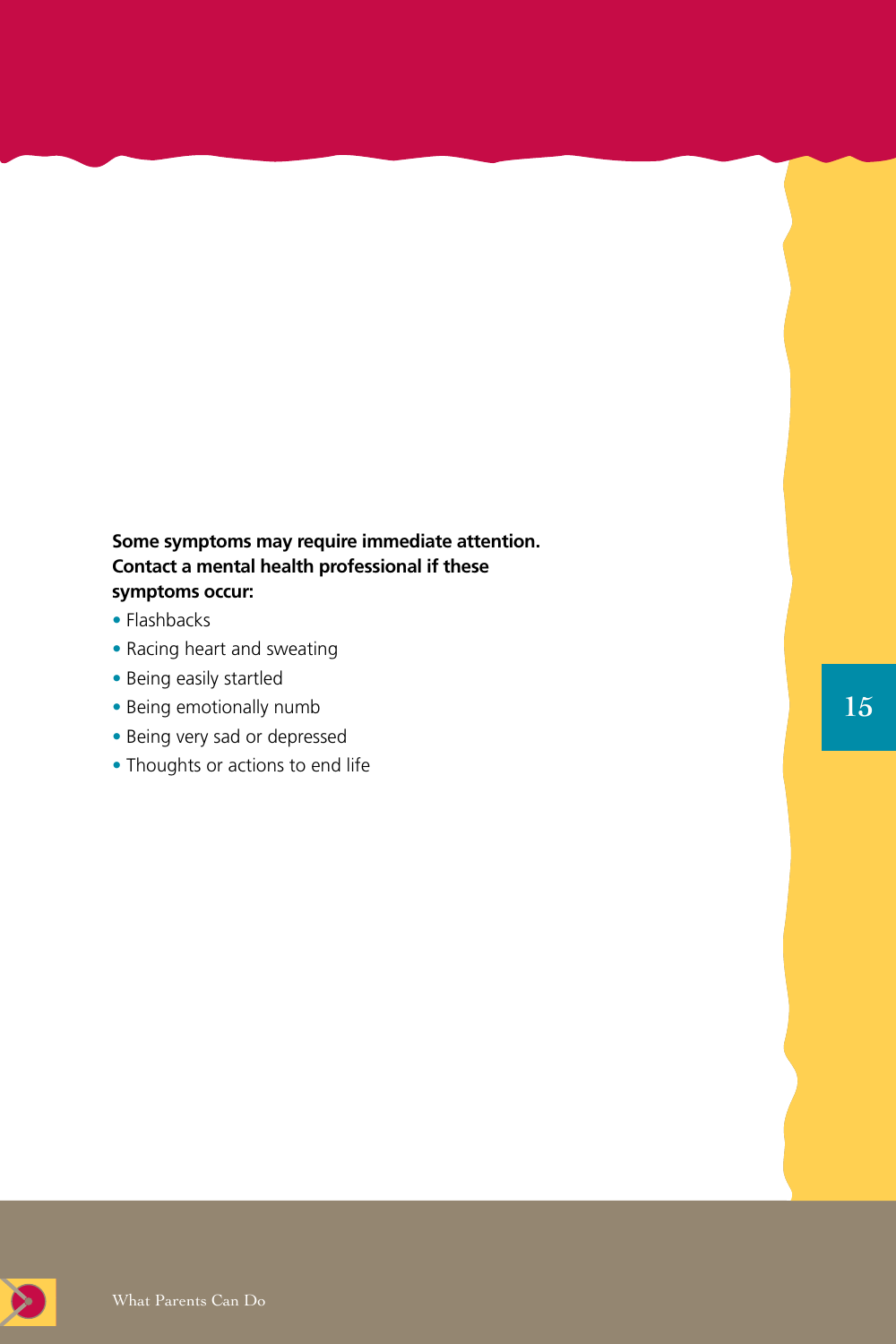**Some symptoms may require immediate attention. Contact a mental health professional if these symptoms occur:**

- Flashbacks
- Racing heart and sweating
- Being easily startled
- Being emotionally numb
- Being very sad or depressed
- Thoughts or actions to end life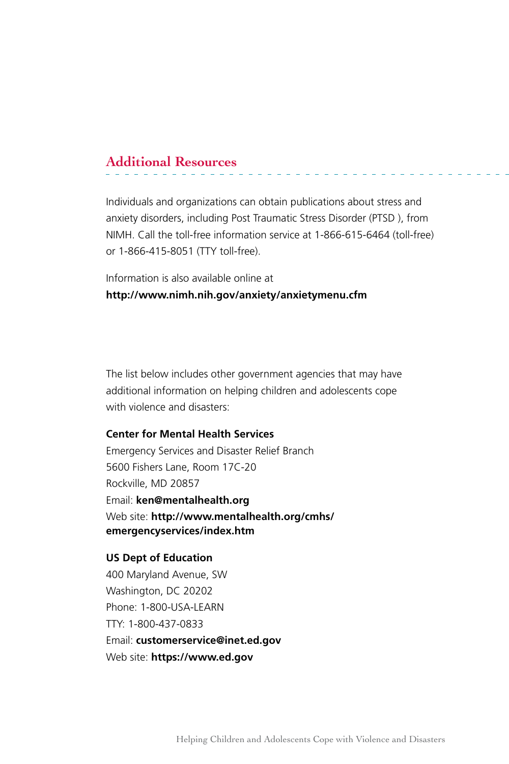## Additional Resources

Individuals and organizations can obtain publications about stress and anxiety disorders, including Post Traumatic Stress Disorder (PTSD ), from NIMH. Call the toll-free information service at 1-866-615-6464 (toll-free) or 1-866-415-8051 (TTY toll-free).

Information is also available online at
**http://www.nimh.nih.gov/anxiety/anxietymenu.cfm**

The list below includes other government agencies that may have additional information on helping children and adolescents cope with violence and disasters:

**Center for Mental Health Services**
Emergency Services and Disaster Relief Branch
5600 Fishers Lane, Room 17C-20
Rockville, MD 20857
Email: **ken@mentalhealth.org**
Web site: **http://www.mentalhealth.org/cmhs/emergencyservices/index.htm**

**US Dept of Education**
400 Maryland Avenue, SW
Washington, DC 20202
Phone: 1-800-USA-LEARN
TTY: 1-800-437-0833
Email: **customerservice@inet.ed.gov**
Web site: **https://www.ed.gov**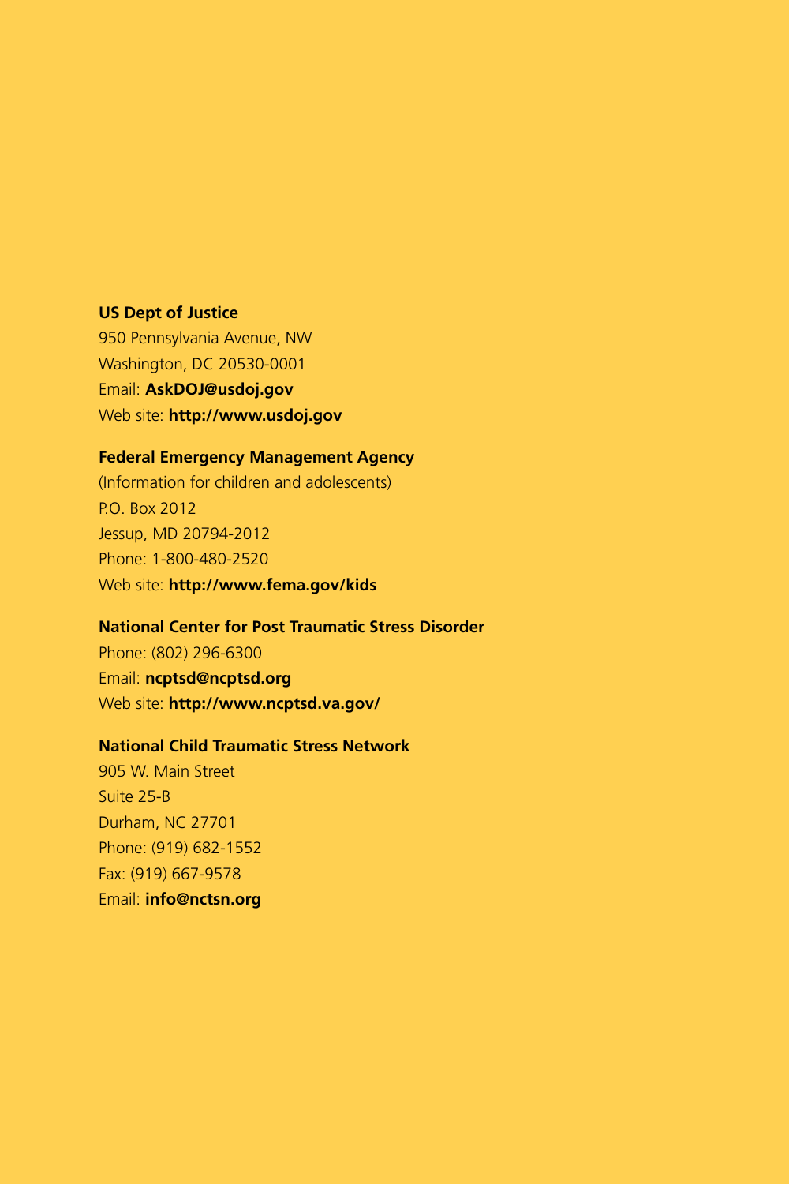**US Dept of Justice**
950 Pennsylvania Avenue, NW
Washington, DC 20530-0001
Email: **AskDOJ@usdoj.gov**
Web site: **http://www.usdoj.gov**

**Federal Emergency Management Agency**
(Information for children and adolescents)
P.O. Box 2012
Jessup, MD 20794-2012
Phone: 1-800-480-2520
Web site: **http://www.fema.gov/kids**

**National Center for Post Traumatic Stress Disorder**
Phone: (802) 296-6300
Email: **ncptsd@ncptsd.org**
Web site: **http://www.ncptsd.va.gov/**

**National Child Traumatic Stress Network**
905 W. Main Street
Suite 25-B
Durham, NC 27701
Phone: (919) 682-1552
Fax: (919) 667-9578
Email: **info@nctsn.org**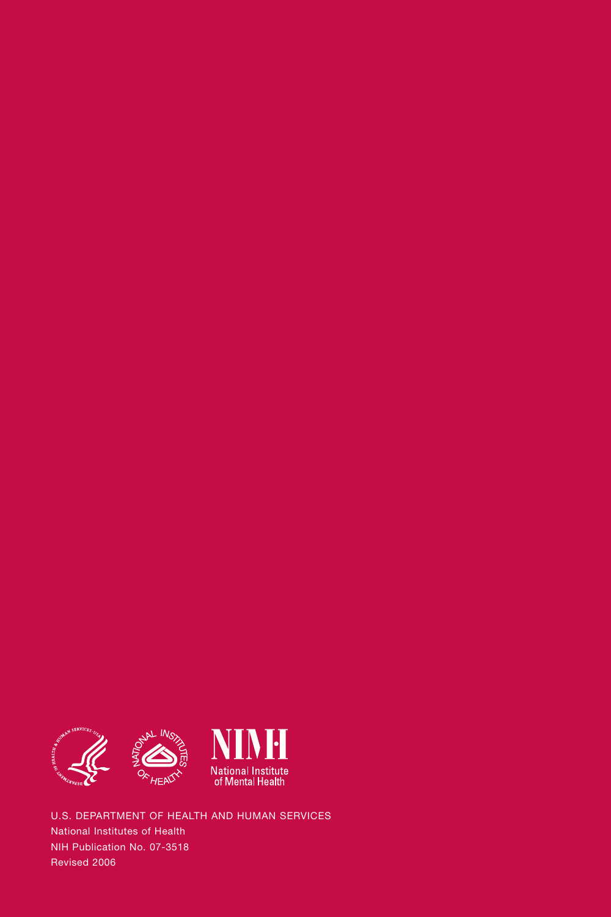NIMH
National Institute
of Mental Health

U.S. DEPARTMENT OF HEALTH AND HUMAN SERVICES
National Institutes of Health
NIH Publication No. 07-3518
Revised 2006